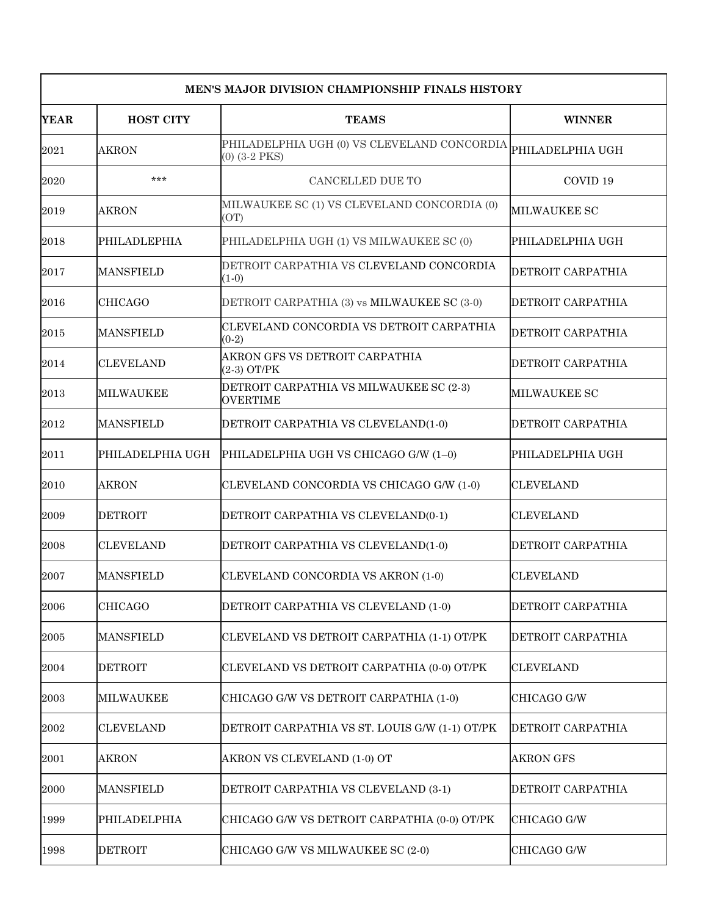| MEN'S MAJOR DIVISION CHAMPIONSHIP FINALS HISTORY | | | |
|---|---|---|---|
| **YEAR** | **HOST CITY** | **TEAMS** | **WINNER** |
| 2021 | AKRON | PHILADELPHIA UGH (0) VS CLEVELAND CONCORDIA (0) (3-2 PKS) | PHILADELPHIA UGH |
| 2020 | *** | CANCELLED DUE TO | COVID 19 |
| 2019 | AKRON | MILWAUKEE SC (1) VS CLEVELAND CONCORDIA (0) (OT) | MILWAUKEE SC |
| 2018 | PHILADLEPHIA | PHILADELPHIA UGH (1) VS MILWAUKEE SC (0) | PHILADELPHIA UGH |
| 2017 | MANSFIELD | DETROIT CARPATHIA VS CLEVELAND CONCORDIA (1-0) | DETROIT CARPATHIA |
| 2016 | CHICAGO | DETROIT CARPATHIA (3) vs MILWAUKEE SC (3-0) | DETROIT CARPATHIA |
| 2015 | MANSFIELD | CLEVELAND CONCORDIA VS DETROIT CARPATHIA (0-2) | DETROIT CARPATHIA |
| 2014 | CLEVELAND | AKRON GFS VS DETROIT CARPATHIA (2-3) OT/PK | DETROIT CARPATHIA |
| 2013 | MILWAUKEE | DETROIT CARPATHIA VS MILWAUKEE SC (2-3) OVERTIME | MILWAUKEE SC |
| 2012 | MANSFIELD | DETROIT CARPATHIA VS CLEVELAND(1-0) | DETROIT CARPATHIA |
| 2011 | PHILADELPHIA UGH | PHILADELPHIA UGH VS CHICAGO G/W (1–0) | PHILADELPHIA UGH |
| 2010 | AKRON | CLEVELAND CONCORDIA VS CHICAGO G/W (1-0) | CLEVELAND |
| 2009 | DETROIT | DETROIT CARPATHIA VS CLEVELAND(0-1) | CLEVELAND |
| 2008 | CLEVELAND | DETROIT CARPATHIA VS CLEVELAND(1-0) | DETROIT CARPATHIA |
| 2007 | MANSFIELD | CLEVELAND CONCORDIA VS AKRON (1-0) | CLEVELAND |
| 2006 | CHICAGO | DETROIT CARPATHIA VS CLEVELAND (1-0) | DETROIT CARPATHIA |
| 2005 | MANSFIELD | CLEVELAND VS DETROIT CARPATHIA (1-1) OT/PK | DETROIT CARPATHIA |
| 2004 | DETROIT | CLEVELAND VS DETROIT CARPATHIA (0-0) OT/PK | CLEVELAND |
| 2003 | MILWAUKEE | CHICAGO G/W VS DETROIT CARPATHIA (1-0) | CHICAGO G/W |
| 2002 | CLEVELAND | DETROIT CARPATHIA VS ST. LOUIS G/W (1-1) OT/PK | DETROIT CARPATHIA |
| 2001 | AKRON | AKRON VS CLEVELAND (1-0) OT | AKRON GFS |
| 2000 | MANSFIELD | DETROIT CARPATHIA VS CLEVELAND (3-1) | DETROIT CARPATHIA |
| 1999 | PHILADELPHIA | CHICAGO G/W VS DETROIT CARPATHIA (0-0) OT/PK | CHICAGO G/W |
| 1998 | DETROIT | CHICAGO G/W VS MILWAUKEE SC (2-0) | CHICAGO G/W |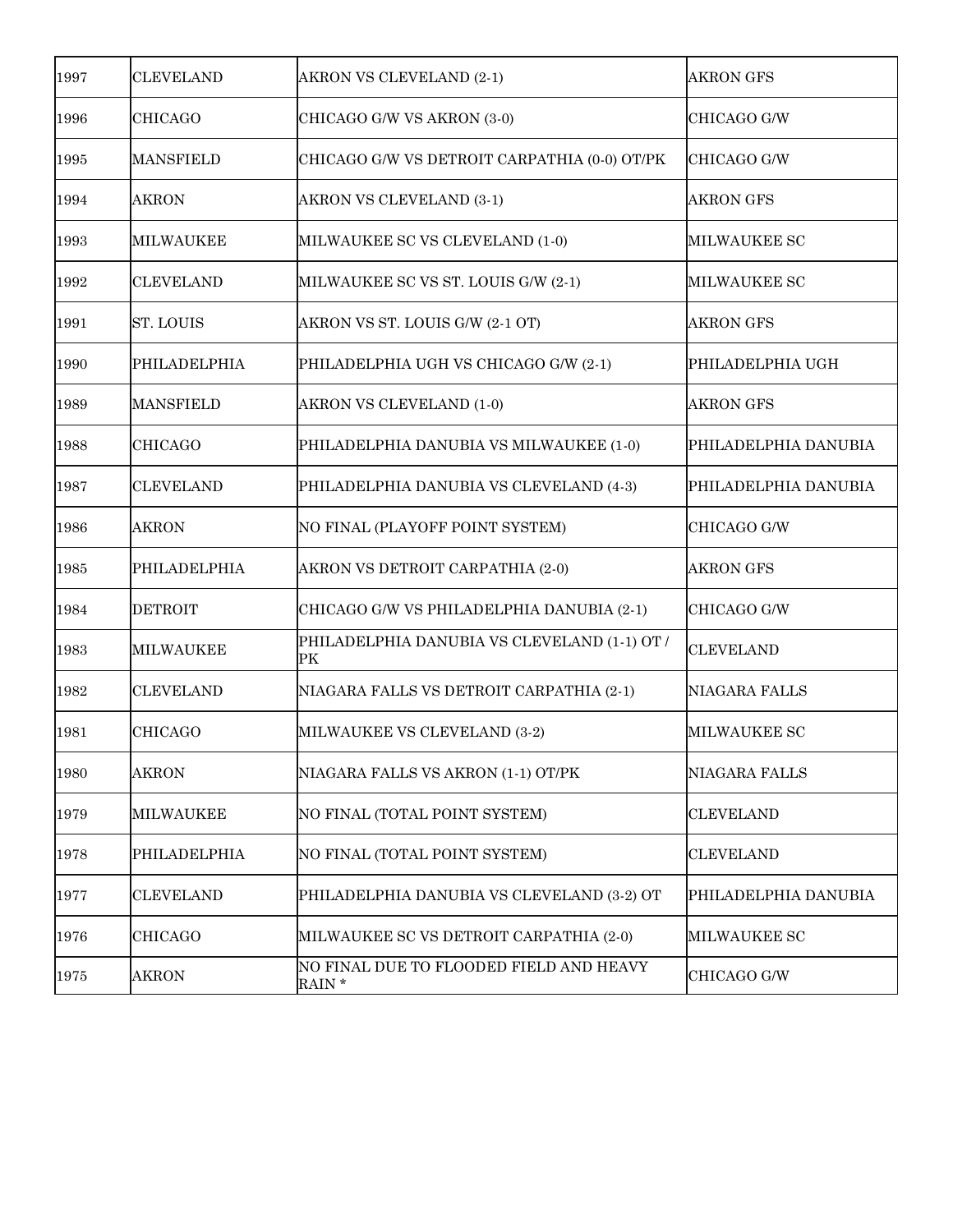| | | | |
|---|---|---|---|
| 1997 | CLEVELAND | AKRON VS CLEVELAND (2-1) | AKRON GFS |
| 1996 | CHICAGO | CHICAGO G/W VS AKRON (3-0) | CHICAGO G/W |
| 1995 | MANSFIELD | CHICAGO G/W VS DETROIT CARPATHIA (0-0) OT/PK | CHICAGO G/W |
| 1994 | AKRON | AKRON VS CLEVELAND (3-1) | AKRON GFS |
| 1993 | MILWAUKEE | MILWAUKEE SC VS CLEVELAND (1-0) | MILWAUKEE SC |
| 1992 | CLEVELAND | MILWAUKEE SC VS ST. LOUIS G/W (2-1) | MILWAUKEE SC |
| 1991 | ST. LOUIS | AKRON VS ST. LOUIS G/W (2-1 OT) | AKRON GFS |
| 1990 | PHILADELPHIA | PHILADELPHIA UGH VS CHICAGO G/W (2-1) | PHILADELPHIA UGH |
| 1989 | MANSFIELD | AKRON VS CLEVELAND (1-0) | AKRON GFS |
| 1988 | CHICAGO | PHILADELPHIA DANUBIA VS MILWAUKEE (1-0) | PHILADELPHIA DANUBIA |
| 1987 | CLEVELAND | PHILADELPHIA DANUBIA VS CLEVELAND (4-3) | PHILADELPHIA DANUBIA |
| 1986 | AKRON | NO FINAL (PLAYOFF POINT SYSTEM) | CHICAGO G/W |
| 1985 | PHILADELPHIA | AKRON VS DETROIT CARPATHIA (2-0) | AKRON GFS |
| 1984 | DETROIT | CHICAGO G/W VS PHILADELPHIA DANUBIA (2-1) | CHICAGO G/W |
| 1983 | MILWAUKEE | PHILADELPHIA DANUBIA VS CLEVELAND (1-1) OT / PK | CLEVELAND |
| 1982 | CLEVELAND | NIAGARA FALLS VS DETROIT CARPATHIA (2-1) | NIAGARA FALLS |
| 1981 | CHICAGO | MILWAUKEE VS CLEVELAND (3-2) | MILWAUKEE SC |
| 1980 | AKRON | NIAGARA FALLS VS AKRON (1-1) OT/PK | NIAGARA FALLS |
| 1979 | MILWAUKEE | NO FINAL (TOTAL POINT SYSTEM) | CLEVELAND |
| 1978 | PHILADELPHIA | NO FINAL (TOTAL POINT SYSTEM) | CLEVELAND |
| 1977 | CLEVELAND | PHILADELPHIA DANUBIA VS CLEVELAND (3-2) OT | PHILADELPHIA DANUBIA |
| 1976 | CHICAGO | MILWAUKEE SC VS DETROIT CARPATHIA (2-0) | MILWAUKEE SC |
| 1975 | AKRON | NO FINAL DUE TO FLOODED FIELD AND HEAVY RAIN * | CHICAGO G/W |